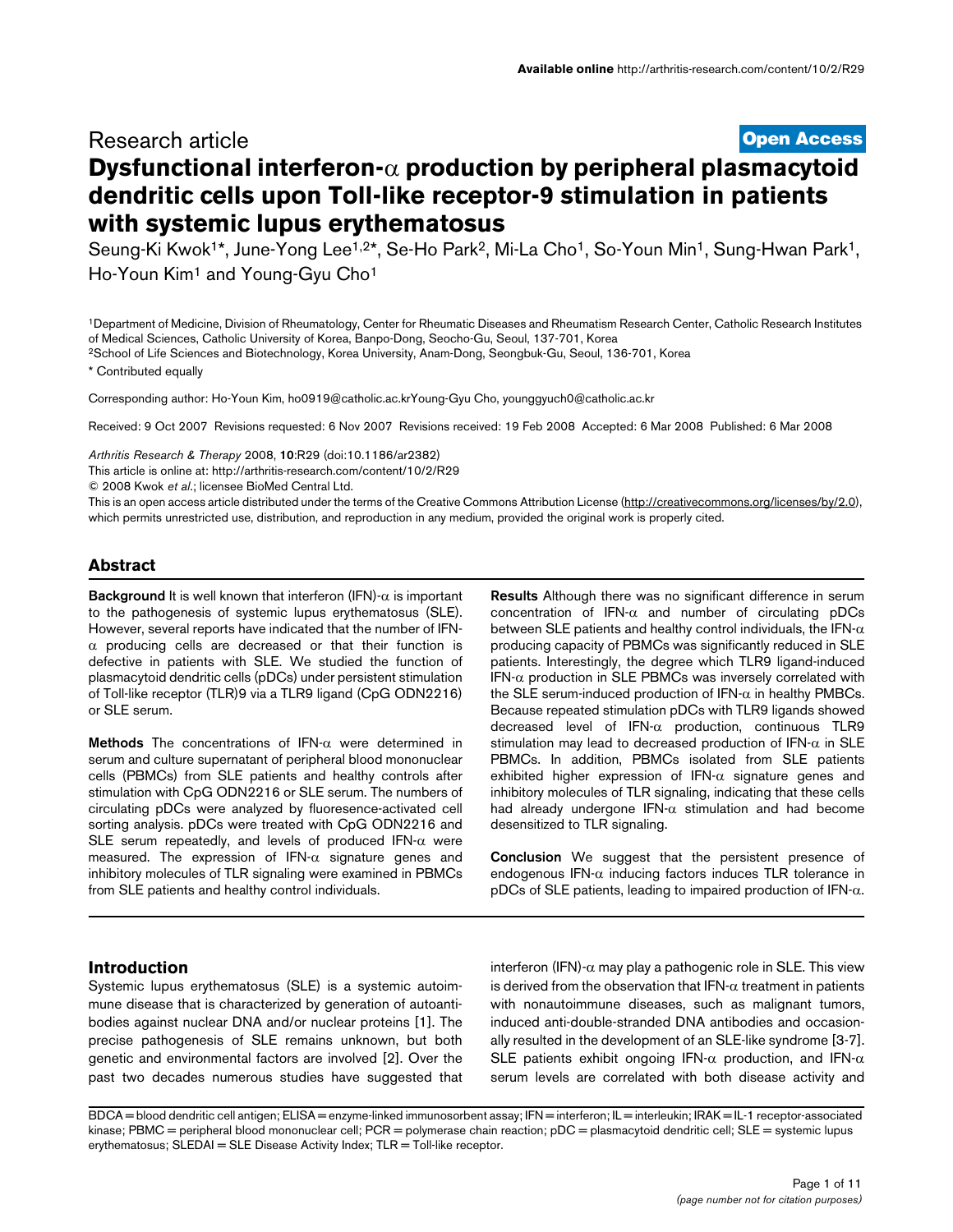Research article

**Open Access**

# Dysfunctional interferon-α production by peripheral plasmacytoid dendritic cells upon Toll-like receptor-9 stimulation in patients with systemic lupus erythematosus

Seung-Ki Kwok[1]*, June-Yong Lee[1,2]*, Se-Ho Park[2], Mi-La Cho[1], So-Youn Min[1], Sung-Hwan Park[1], Ho-Youn Kim[1] and Young-Gyu Cho[1]

[1]Department of Medicine, Division of Rheumatology, Center for Rheumatic Diseases and Rheumatism Research Center, Catholic Research Institutes of Medical Sciences, Catholic University of Korea, Banpo-Dong, Seocho-Gu, Seoul, 137-701, Korea

[2]School of Life Sciences and Biotechnology, Korea University, Anam-Dong, Seongbuk-Gu, Seoul, 136-701, Korea

* Contributed equally

Corresponding author: Ho-Youn Kim, ho0919@catholic.ac.krYoung-Gyu Cho, younggyuch0@catholic.ac.kr

Received: 9 Oct 2007 Revisions requested: 6 Nov 2007 Revisions received: 19 Feb 2008 Accepted: 6 Mar 2008 Published: 6 Mar 2008

*Arthritis Research & Therapy* 2008, **10**:R29 (doi:10.1186/ar2382)

This article is online at: http://arthritis-research.com/content/10/2/R29

© 2008 Kwok *et al*.; licensee BioMed Central Ltd.

This is an open access article distributed under the terms of the Creative Commons Attribution License (http://creativecommons.org/licenses/by/2.0), which permits unrestricted use, distribution, and reproduction in any medium, provided the original work is properly cited.

## Abstract

**Background** It is well known that interferon (IFN)-α is important to the pathogenesis of systemic lupus erythematosus (SLE). However, several reports have indicated that the number of IFN-α producing cells are decreased or that their function is defective in patients with SLE. We studied the function of plasmacytoid dendritic cells (pDCs) under persistent stimulation of Toll-like receptor (TLR)9 via a TLR9 ligand (CpG ODN2216) or SLE serum.

**Methods** The concentrations of IFN-α were determined in serum and culture supernatant of peripheral blood mononuclear cells (PBMCs) from SLE patients and healthy controls after stimulation with CpG ODN2216 or SLE serum. The numbers of circulating pDCs were analyzed by fluoresence-activated cell sorting analysis. pDCs were treated with CpG ODN2216 and SLE serum repeatedly, and levels of produced IFN-α were measured. The expression of IFN-α signature genes and inhibitory molecules of TLR signaling were examined in PBMCs from SLE patients and healthy control individuals.

**Results** Although there was no significant difference in serum concentration of IFN-α and number of circulating pDCs between SLE patients and healthy control individuals, the IFN-α producing capacity of PBMCs was significantly reduced in SLE patients. Interestingly, the degree which TLR9 ligand-induced IFN-α production in SLE PBMCs was inversely correlated with the SLE serum-induced production of IFN-α in healthy PMBCs. Because repeated stimulation pDCs with TLR9 ligands showed decreased level of IFN-α production, continuous TLR9 stimulation may lead to decreased production of IFN-α in SLE PBMCs. In addition, PBMCs isolated from SLE patients exhibited higher expression of IFN-α signature genes and inhibitory molecules of TLR signaling, indicating that these cells had already undergone IFN-α stimulation and had become desensitized to TLR signaling.

**Conclusion** We suggest that the persistent presence of endogenous IFN-α inducing factors induces TLR tolerance in pDCs of SLE patients, leading to impaired production of IFN-α.

## Introduction

Systemic lupus erythematosus (SLE) is a systemic autoimmune disease that is characterized by generation of autoantibodies against nuclear DNA and/or nuclear proteins [1]. The precise pathogenesis of SLE remains unknown, but both genetic and environmental factors are involved [2]. Over the past two decades numerous studies have suggested that interferon (IFN)-α may play a pathogenic role in SLE. This view is derived from the observation that IFN-α treatment in patients with nonautoimmune diseases, such as malignant tumors, induced anti-double-stranded DNA antibodies and occasionally resulted in the development of an SLE-like syndrome [3-7]. SLE patients exhibit ongoing IFN-α production, and IFN-α serum levels are correlated with both disease activity and

BDCA = blood dendritic cell antigen; ELISA = enzyme-linked immunosorbent assay; IFN = interferon; IL = interleukin; IRAK = IL-1 receptor-associated kinase; PBMC = peripheral blood mononuclear cell; PCR = polymerase chain reaction; pDC = plasmacytoid dendritic cell; SLE = systemic lupus erythematosus; SLEDAI = SLE Disease Activity Index; TLR = Toll-like receptor.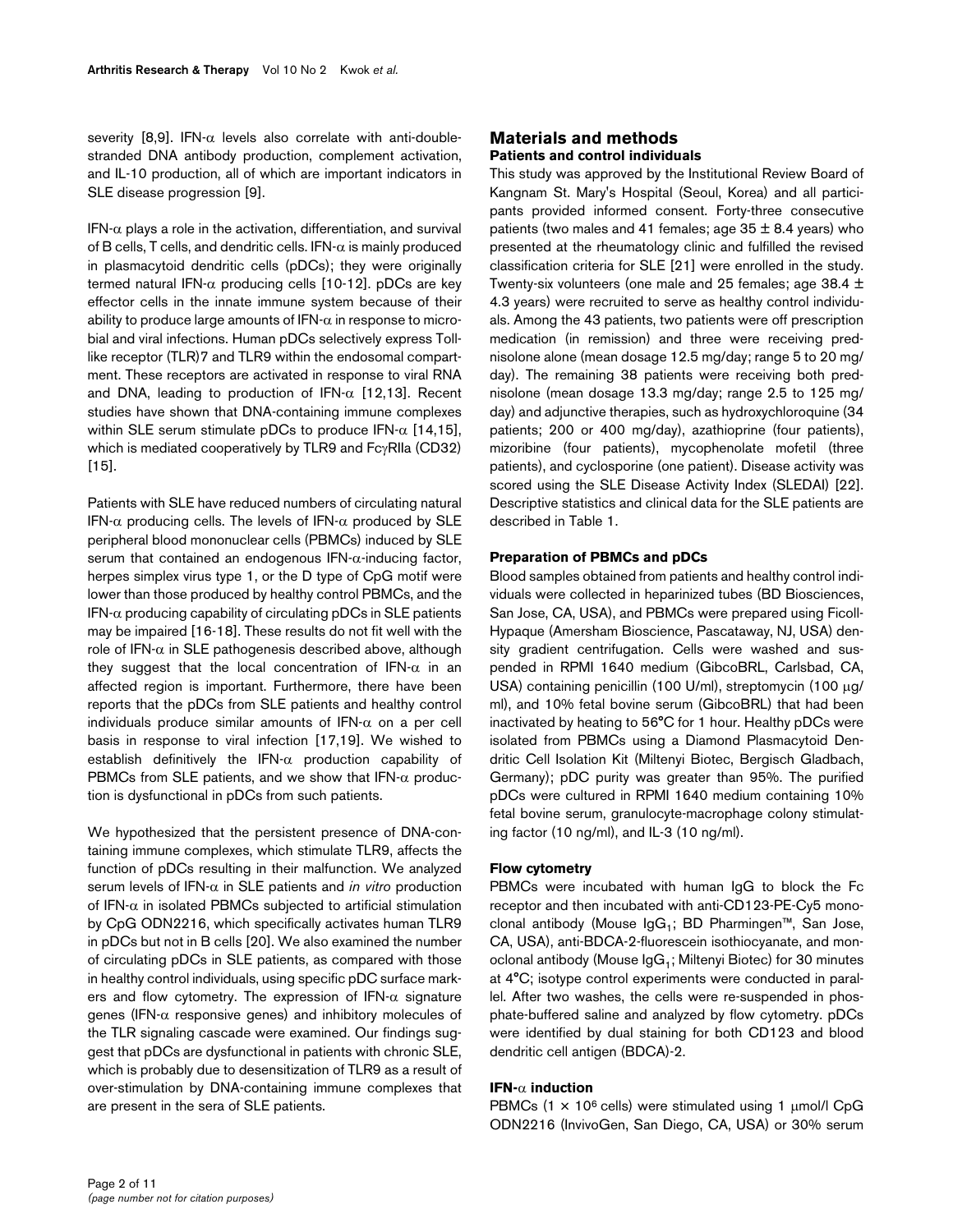severity [8,9]. IFN-α levels also correlate with anti-double-stranded DNA antibody production, complement activation, and IL-10 production, all of which are important indicators in SLE disease progression [9].

IFN-α plays a role in the activation, differentiation, and survival of B cells, T cells, and dendritic cells. IFN-α is mainly produced in plasmacytoid dendritic cells (pDCs); they were originally termed natural IFN-α producing cells [10-12]. pDCs are key effector cells in the innate immune system because of their ability to produce large amounts of IFN-α in response to microbial and viral infections. Human pDCs selectively express Toll-like receptor (TLR)7 and TLR9 within the endosomal compartment. These receptors are activated in response to viral RNA and DNA, leading to production of IFN-α [12,13]. Recent studies have shown that DNA-containing immune complexes within SLE serum stimulate pDCs to produce IFN-α [14,15], which is mediated cooperatively by TLR9 and FcγRIIa (CD32) [15].

Patients with SLE have reduced numbers of circulating natural IFN-α producing cells. The levels of IFN-α produced by SLE peripheral blood mononuclear cells (PBMCs) induced by SLE serum that contained an endogenous IFN-α-inducing factor, herpes simplex virus type 1, or the D type of CpG motif were lower than those produced by healthy control PBMCs, and the IFN-α producing capability of circulating pDCs in SLE patients may be impaired [16-18]. These results do not fit well with the role of IFN-α in SLE pathogenesis described above, although they suggest that the local concentration of IFN-α in an affected region is important. Furthermore, there have been reports that the pDCs from SLE patients and healthy control individuals produce similar amounts of IFN-α on a per cell basis in response to viral infection [17,19]. We wished to establish definitively the IFN-α production capability of PBMCs from SLE patients, and we show that IFN-α production is dysfunctional in pDCs from such patients.

We hypothesized that the persistent presence of DNA-containing immune complexes, which stimulate TLR9, affects the function of pDCs resulting in their malfunction. We analyzed serum levels of IFN-α in SLE patients and *in vitro* production of IFN-α in isolated PBMCs subjected to artificial stimulation by CpG ODN2216, which specifically activates human TLR9 in pDCs but not in B cells [20]. We also examined the number of circulating pDCs in SLE patients, as compared with those in healthy control individuals, using specific pDC surface markers and flow cytometry. The expression of IFN-α signature genes (IFN-α responsive genes) and inhibitory molecules of the TLR signaling cascade were examined. Our findings suggest that pDCs are dysfunctional in patients with chronic SLE, which is probably due to desensitization of TLR9 as a result of over-stimulation by DNA-containing immune complexes that are present in the sera of SLE patients.

## Materials and methods

### Patients and control individuals

This study was approved by the Institutional Review Board of Kangnam St. Mary's Hospital (Seoul, Korea) and all participants provided informed consent. Forty-three consecutive patients (two males and 41 females; age 35 ± 8.4 years) who presented at the rheumatology clinic and fulfilled the revised classification criteria for SLE [21] were enrolled in the study. Twenty-six volunteers (one male and 25 females; age 38.4 ± 4.3 years) were recruited to serve as healthy control individuals. Among the 43 patients, two patients were off prescription medication (in remission) and three were receiving prednisolone alone (mean dosage 12.5 mg/day; range 5 to 20 mg/day). The remaining 38 patients were receiving both prednisolone (mean dosage 13.3 mg/day; range 2.5 to 125 mg/day) and adjunctive therapies, such as hydroxychloroquine (34 patients; 200 or 400 mg/day), azathioprine (four patients), mizoribine (four patients), mycophenolate mofetil (three patients), and cyclosporine (one patient). Disease activity was scored using the SLE Disease Activity Index (SLEDAI) [22]. Descriptive statistics and clinical data for the SLE patients are described in Table 1.

### Preparation of PBMCs and pDCs

Blood samples obtained from patients and healthy control individuals were collected in heparinized tubes (BD Biosciences, San Jose, CA, USA), and PBMCs were prepared using Ficoll-Hypaque (Amersham Bioscience, Pascataway, NJ, USA) density gradient centrifugation. Cells were washed and suspended in RPMI 1640 medium (GibcoBRL, Carlsbad, CA, USA) containing penicillin (100 U/ml), streptomycin (100 μg/ml), and 10% fetal bovine serum (GibcoBRL) that had been inactivated by heating to 56°C for 1 hour. Healthy pDCs were isolated from PBMCs using a Diamond Plasmacytoid Dendritic Cell Isolation Kit (Miltenyi Biotec, Bergisch Gladbach, Germany); pDC purity was greater than 95%. The purified pDCs were cultured in RPMI 1640 medium containing 10% fetal bovine serum, granulocyte-macrophage colony stimulating factor (10 ng/ml), and IL-3 (10 ng/ml).

### Flow cytometry

PBMCs were incubated with human IgG to block the Fc receptor and then incubated with anti-CD123-PE-Cy5 monoclonal antibody (Mouse $IgG_1$; BD Pharmingen™, San Jose, CA, USA), anti-BDCA-2-fluorescein isothiocyanate, and monoclonal antibody (Mouse $IgG_1$; Miltenyi Biotec) for 30 minutes at 4°C; isotype control experiments were conducted in parallel. After two washes, the cells were re-suspended in phosphate-buffered saline and analyzed by flow cytometry. pDCs were identified by dual staining for both CD123 and blood dendritic cell antigen (BDCA)-2.

### IFN-α induction

PBMCs ($1 \times 10^6$ cells) were stimulated using 1 μmol/l CpG ODN2216 (InvivoGen, San Diego, CA, USA) or 30% serum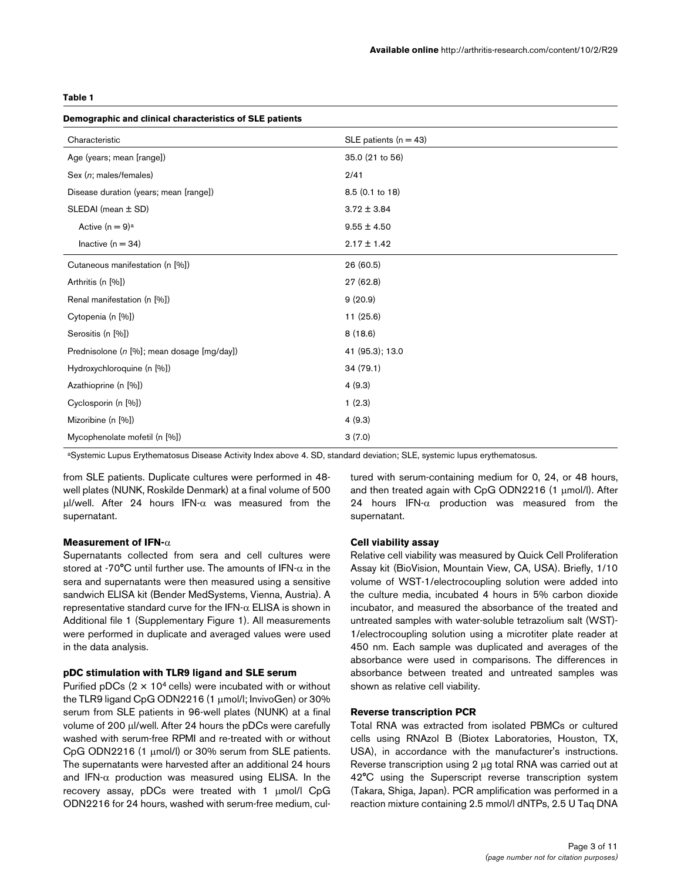**Table 1**

**Demographic and clinical characteristics of SLE patients**

| Characteristic | SLE patients (n = 43) |
| --- | --- |
| Age (years; mean [range]) | 35.0 (21 to 56) |
| Sex (*n*; males/females) | 2/41 |
| Disease duration (years; mean [range]) | 8.5 (0.1 to 18) |
| SLEDAI (mean ± SD) | 3.72 ± 3.84 |
| Active (n = 9)[a] | 9.55 ± 4.50 |
| Inactive (n = 34) | 2.17 ± 1.42 |
| Cutaneous manifestation (n [%]) | 26 (60.5) |
| Arthritis (n [%]) | 27 (62.8) |
| Renal manifestation (n [%]) | 9 (20.9) |
| Cytopenia (n [%]) | 11 (25.6) |
| Serositis (n [%]) | 8 (18.6) |
| Prednisolone (*n* [%]; mean dosage [mg/day]) | 41 (95.3); 13.0 |
| Hydroxychloroquine (n [%]) | 34 (79.1) |
| Azathioprine (n [%]) | 4 (9.3) |
| Cyclosporin (n [%]) | 1 (2.3) |
| Mizoribine (n [%]) | 4 (9.3) |
| Mycophenolate mofetil (n [%]) | 3 (7.0) |

[a]Systemic Lupus Erythematosus Disease Activity Index above 4. SD, standard deviation; SLE, systemic lupus erythematosus.

from SLE patients. Duplicate cultures were performed in 48-well plates (NUNK, Roskilde Denmark) at a final volume of 500 μl/well. After 24 hours IFN-α was measured from the supernatant.

#### Measurement of IFN-α

Supernatants collected from sera and cell cultures were stored at -70°C until further use. The amounts of IFN-α in the sera and supernatants were then measured using a sensitive sandwich ELISA kit (Bender MedSystems, Vienna, Austria). A representative standard curve for the IFN-α ELISA is shown in Additional file 1 (Supplementary Figure 1). All measurements were performed in duplicate and averaged values were used in the data analysis.

#### pDC stimulation with TLR9 ligand and SLE serum

Purified pDCs ($2 \times 10^4$ cells) were incubated with or without the TLR9 ligand CpG ODN2216 (1 μmol/l; InvivoGen) or 30% serum from SLE patients in 96-well plates (NUNK) at a final volume of 200 μl/well. After 24 hours the pDCs were carefully washed with serum-free RPMI and re-treated with or without CpG ODN2216 (1 μmol/l) or 30% serum from SLE patients. The supernatants were harvested after an additional 24 hours and IFN-α production was measured using ELISA. In the recovery assay, pDCs were treated with 1 μmol/l CpG ODN2216 for 24 hours, washed with serum-free medium, cultured with serum-containing medium for 0, 24, or 48 hours, and then treated again with CpG ODN2216 (1 μmol/l). After 24 hours IFN-α production was measured from the supernatant.

#### Cell viability assay

Relative cell viability was measured by Quick Cell Proliferation Assay kit (BioVision, Mountain View, CA, USA). Briefly, 1/10 volume of WST-1/electrocoupling solution were added into the culture media, incubated 4 hours in 5% carbon dioxide incubator, and measured the absorbance of the treated and untreated samples with water-soluble tetrazolium salt (WST)-1/electrocoupling solution using a microtiter plate reader at 450 nm. Each sample was duplicated and averages of the absorbance were used in comparisons. The differences in absorbance between treated and untreated samples was shown as relative cell viability.

#### Reverse transcription PCR

Total RNA was extracted from isolated PBMCs or cultured cells using RNAzol B (Biotex Laboratories, Houston, TX, USA), in accordance with the manufacturer's instructions. Reverse transcription using 2 μg total RNA was carried out at 42°C using the Superscript reverse transcription system (Takara, Shiga, Japan). PCR amplification was performed in a reaction mixture containing 2.5 mmol/l dNTPs, 2.5 U Taq DNA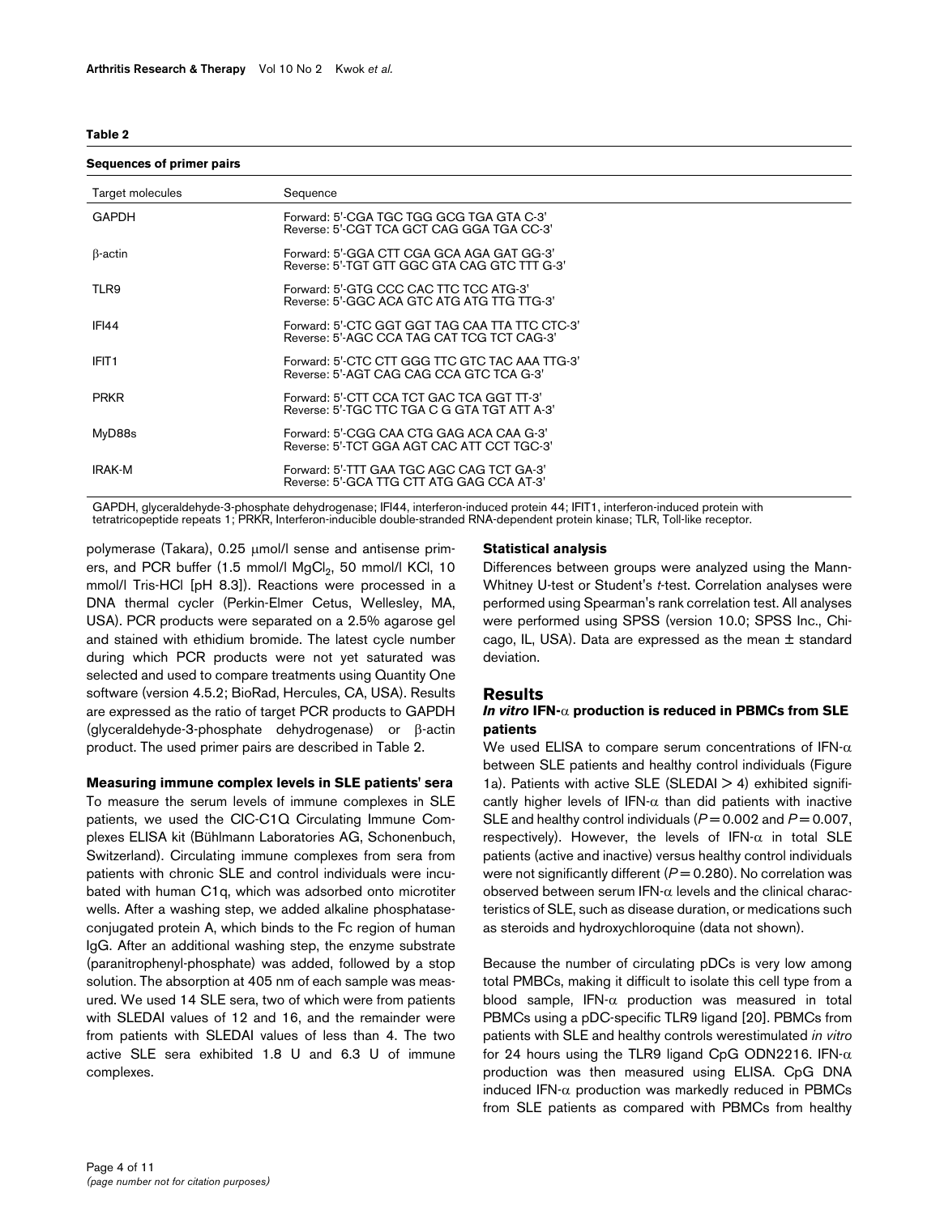**Table 2**

**Sequences of primer pairs**

| Target molecules | Sequence |
| --- | --- |
| GAPDH | Forward: 5'-CGA TGC TGG GCG TGA GTA C-3'<br>Reverse: 5'-CGT TCA GCT CAG GGA TGA CC-3' |
| β-actin | Forward: 5'-GGA CTT CGA GCA AGA GAT GG-3'<br>Reverse: 5'-TGT GTT GGC GTA CAG GTC TTT G-3' |
| TLR9 | Forward: 5'-GTG CCC CAC TTC TCC ATG-3'<br>Reverse: 5'-GGC ACA GTC ATG ATG TTG TTG-3' |
| IFI44 | Forward: 5'-CTC GGT GGT TAG CAA TTA TTC CTC-3'<br>Reverse: 5'-AGC CCA TAG CAT TCG TCT CAG-3' |
| IFIT1 | Forward: 5'-CTC CTT GGG TTC GTC TAC AAA TTG-3'<br>Reverse: 5'-AGT CAG CAG CCA GTC TCA G-3' |
| PRKR | Forward: 5'-CTT CCA TCT GAC TCA GGT TT-3'<br>Reverse: 5'-TGC TTC TGA C G GTA TGT ATT A-3' |
| MyD88s | Forward: 5'-CGG CAA CTG GAG ACA CAA G-3'<br>Reverse: 5'-TCT GGA AGT CAC ATT CCT TGC-3' |
| IRAK-M | Forward: 5'-TTT GAA TGC AGC CAG TCT GA-3'<br>Reverse: 5'-GCA TTG CTT ATG GAG CCA AT-3' |

GAPDH, glyceraldehyde-3-phosphate dehydrogenase; IFI44, interferon-induced protein 44; IFIT1, interferon-induced protein with tetratricopeptide repeats 1; PRKR, Interferon-inducible double-stranded RNA-dependent protein kinase; TLR, Toll-like receptor.

polymerase (Takara), 0.25 μmol/l sense and antisense primers, and PCR buffer (1.5 mmol/l $MgCl_2$, 50 mmol/l KCl, 10 mmol/l Tris-HCl [pH 8.3]). Reactions were processed in a DNA thermal cycler (Perkin-Elmer Cetus, Wellesley, MA, USA). PCR products were separated on a 2.5% agarose gel and stained with ethidium bromide. The latest cycle number during which PCR products were not yet saturated was selected and used to compare treatments using Quantity One software (version 4.5.2; BioRad, Hercules, CA, USA). Results are expressed as the ratio of target PCR products to GAPDH (glyceraldehyde-3-phosphate dehydrogenase) or β-actin product. The used primer pairs are described in Table 2.

#### Measuring immune complex levels in SLE patients' sera

To measure the serum levels of immune complexes in SLE patients, we used the CIC-C1Q Circulating Immune Complexes ELISA kit (Bühlmann Laboratories AG, Schonenbuch, Switzerland). Circulating immune complexes from sera from patients with chronic SLE and control individuals were incubated with human C1q, which was adsorbed onto microtiter wells. After a washing step, we added alkaline phosphatase-conjugated protein A, which binds to the Fc region of human IgG. After an additional washing step, the enzyme substrate (paranitrophenyl-phosphate) was added, followed by a stop solution. The absorption at 405 nm of each sample was measured. We used 14 SLE sera, two of which were from patients with SLEDAI values of 12 and 16, and the remainder were from patients with SLEDAI values of less than 4. The two active SLE sera exhibited 1.8 U and 6.3 U of immune complexes.

#### Statistical analysis

Differences between groups were analyzed using the Mann-Whitney U-test or Student's *t*-test. Correlation analyses were performed using Spearman's rank correlation test. All analyses were performed using SPSS (version 10.0; SPSS Inc., Chicago, IL, USA). Data are expressed as the mean ± standard deviation.

## Results

### *In vitro* IFN-α production is reduced in PBMCs from SLE patients

We used ELISA to compare serum concentrations of IFN-α between SLE patients and healthy control individuals (Figure 1a). Patients with active SLE (SLEDAI > 4) exhibited significantly higher levels of IFN-α than did patients with inactive SLE and healthy control individuals ($P = 0.002$ and $P = 0.007$, respectively). However, the levels of IFN-α in total SLE patients (active and inactive) versus healthy control individuals were not significantly different ($P = 0.280$). No correlation was observed between serum IFN-α levels and the clinical characteristics of SLE, such as disease duration, or medications such as steroids and hydroxychloroquine (data not shown).

Because the number of circulating pDCs is very low among total PMBCs, making it difficult to isolate this cell type from a blood sample, IFN-α production was measured in total PBMCs using a pDC-specific TLR9 ligand [20]. PBMCs from patients with SLE and healthy controls werestimulated *in vitro* for 24 hours using the TLR9 ligand CpG ODN2216. IFN-α production was then measured using ELISA. CpG DNA induced IFN-α production was markedly reduced in PBMCs from SLE patients as compared with PBMCs from healthy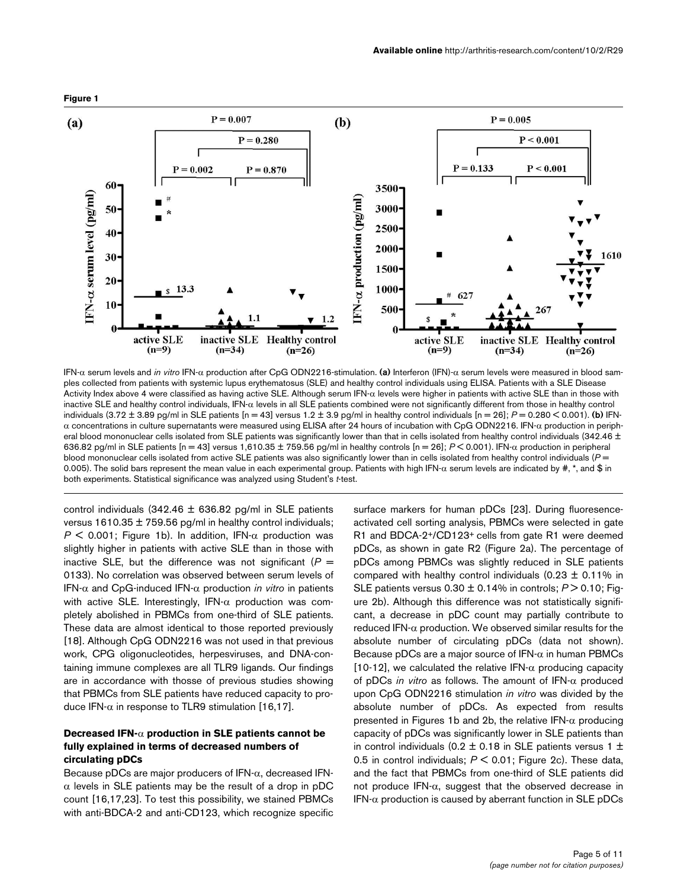**Figure 1**

IFN-α serum levels and *in vitro* IFN-α production after CpG ODN2216-stimulation. **(a)** Interferon (IFN)-α serum levels were measured in blood samples collected from patients with systemic lupus erythematosus (SLE) and healthy control individuals using ELISA. Patients with a SLE Disease Activity Index above 4 were classified as having active SLE. Although serum IFN-α levels were higher in patients with active SLE than in those with inactive SLE and healthy control individuals, IFN-α levels in all SLE patients combined were not significantly different from those in healthy control individuals (3.72 ± 3.89 pg/ml in SLE patients [n = 43] versus 1.2 ± 3.9 pg/ml in healthy control individuals [n = 26]; $P = 0.280 < 0.001$). **(b)** IFN-α concentrations in culture supernatants were measured using ELISA after 24 hours of incubation with CpG ODN2216. IFN-α production in peripheral blood mononuclear cells isolated from SLE patients was significantly lower than that in cells isolated from healthy control individuals (342.46 ± 636.82 pg/ml in SLE patients [n = 43] versus 1,610.35 ± 759.56 pg/ml in healthy controls [n = 26]; $P < 0.001$). IFN-α production in peripheral blood mononuclear cells isolated from active SLE patients was also significantly lower than in cells isolated from healthy control individuals ($P = 0.005$). The solid bars represent the mean value in each experimental group. Patients with high IFN-α serum levels are indicated by #, *, and $ in both experiments. Statistical significance was analyzed using Student's *t*-test.

control individuals (342.46 ± 636.82 pg/ml in SLE patients versus 1610.35 ± 759.56 pg/ml in healthy control individuals; $P < 0.001$; Figure 1b). In addition, IFN-α production was slightly higher in patients with active SLE than in those with inactive SLE, but the difference was not significant ($P = 0133$). No correlation was observed between serum levels of IFN-α and CpG-induced IFN-α production *in vitro* in patients with active SLE. Interestingly, IFN-α production was completely abolished in PBMCs from one-third of SLE patients. These data are almost identical to those reported previously [18]. Although CpG ODN2216 was not used in that previous work, CPG oligonucleotides, herpesviruses, and DNA-containing immune complexes are all TLR9 ligands. Our findings are in accordance with thosse of previous studies showing that PBMCs from SLE patients have reduced capacity to produce IFN-α in response to TLR9 stimulation [16,17].

### Decreased IFN-α production in SLE patients cannot be fully explained in terms of decreased numbers of circulating pDCs

Because pDCs are major producers of IFN-α, decreased IFN-α levels in SLE patients may be the result of a drop in pDC count [16,17,23]. To test this possibility, we stained PBMCs with anti-BDCA-2 and anti-CD123, which recognize specific surface markers for human pDCs [23]. During fluoresence-activated cell sorting analysis, PBMCs were selected in gate R1 and BDCA-2$^+$/CD123$^+$ cells from gate R1 were deemed pDCs, as shown in gate R2 (Figure 2a). The percentage of pDCs among PBMCs was slightly reduced in SLE patients compared with healthy control individuals (0.23 ± 0.11% in SLE patients versus 0.30 ± 0.14% in controls; $P > 0.10$; Figure 2b). Although this difference was not statistically significant, a decrease in pDC count may partially contribute to reduced IFN-α production. We observed similar results for the absolute number of circulating pDCs (data not shown). Because pDCs are a major source of IFN-α in human PBMCs [10-12], we calculated the relative IFN-α producing capacity of pDCs *in vitro* as follows. The amount of IFN-α produced upon CpG ODN2216 stimulation *in vitro* was divided by the absolute number of pDCs. As expected from results presented in Figures 1b and 2b, the relative IFN-α producing capacity of pDCs was significantly lower in SLE patients than in control individuals (0.2 ± 0.18 in SLE patients versus 1 ± 0.5 in control individuals; $P < 0.01$; Figure 2c). These data, and the fact that PBMCs from one-third of SLE patients did not produce IFN-α, suggest that the observed decrease in IFN-α production is caused by aberrant function in SLE pDCs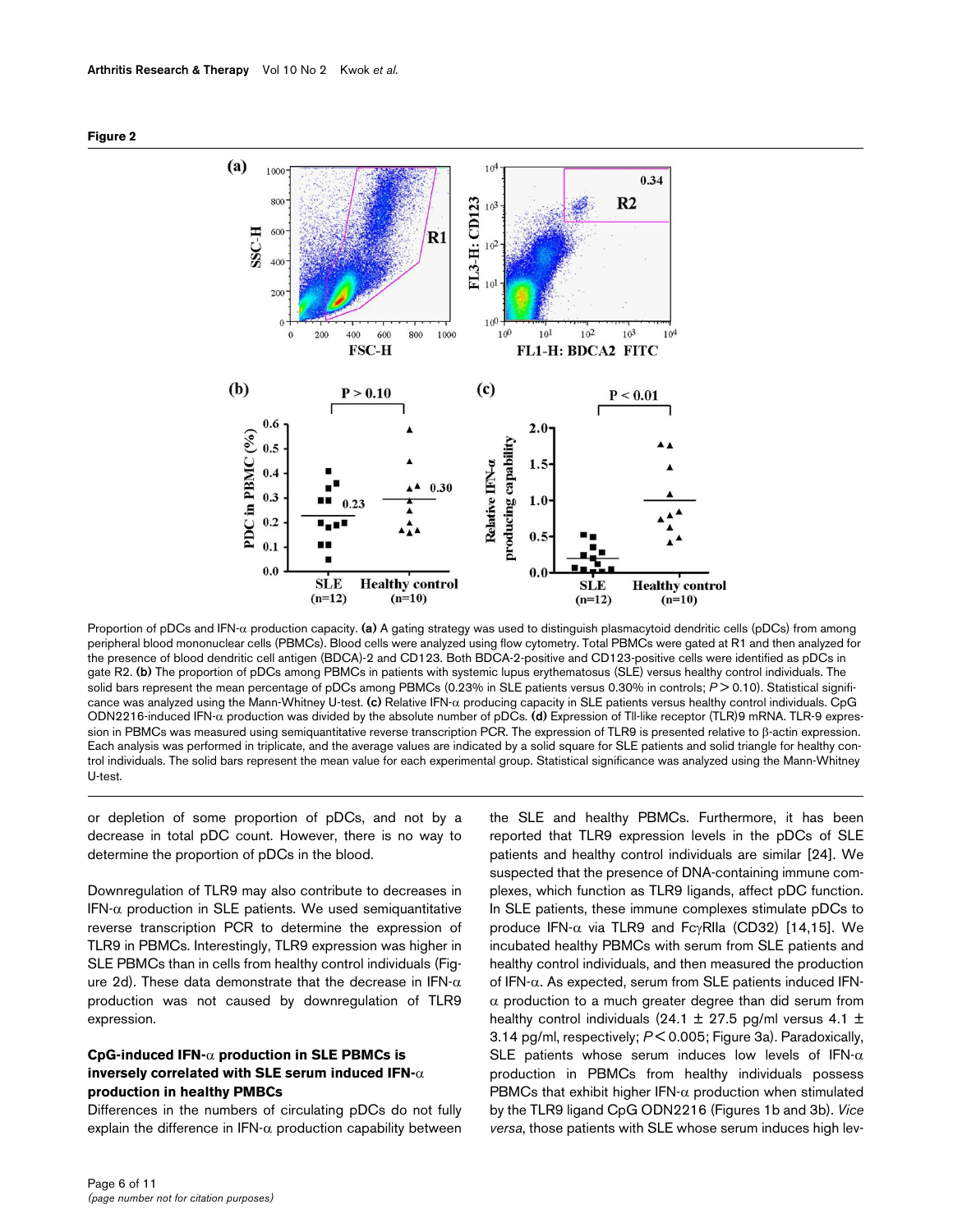**Figure 2**

Proportion of pDCs and IFN-α production capacity. **(a)** A gating strategy was used to distinguish plasmacytoid dendritic cells (pDCs) from among peripheral blood mononuclear cells (PBMCs). Blood cells were analyzed using flow cytometry. Total PBMCs were gated at R1 and then analyzed for the presence of blood dendritic cell antigen (BDCA)-2 and CD123. Both BDCA-2-positive and CD123-positive cells were identified as pDCs in gate R2. **(b)** The proportion of pDCs among PBMCs in patients with systemic lupus erythematosus (SLE) versus healthy control individuals. The solid bars represent the mean percentage of pDCs among PBMCs (0.23% in SLE patients versus 0.30% in controls; $P > 0.10$). Statistical significance was analyzed using the Mann-Whitney U-test. **(c)** Relative IFN-α producing capacity in SLE patients versus healthy control individuals. CpG ODN2216-induced IFN-α production was divided by the absolute number of pDCs. **(d)** Expression of Tll-like receptor (TLR)9 mRNA. TLR-9 expression in PBMCs was measured using semiquantitative reverse transcription PCR. The expression of TLR9 is presented relative to β-actin expression. Each analysis was performed in triplicate, and the average values are indicated by a solid square for SLE patients and solid triangle for healthy control individuals. The solid bars represent the mean value for each experimental group. Statistical significance was analyzed using the Mann-Whitney U-test.

or depletion of some proportion of pDCs, and not by a decrease in total pDC count. However, there is no way to determine the proportion of pDCs in the blood.

Downregulation of TLR9 may also contribute to decreases in IFN-α production in SLE patients. We used semiquantitative reverse transcription PCR to determine the expression of TLR9 in PBMCs. Interestingly, TLR9 expression was higher in SLE PBMCs than in cells from healthy control individuals (Figure 2d). These data demonstrate that the decrease in IFN-α production was not caused by downregulation of TLR9 expression.

### CpG-induced IFN-α production in SLE PBMCs is inversely correlated with SLE serum induced IFN-α production in healthy PMBCs

Differences in the numbers of circulating pDCs do not fully explain the difference in IFN-α production capability between the SLE and healthy PBMCs. Furthermore, it has been reported that TLR9 expression levels in the pDCs of SLE patients and healthy control individuals are similar [24]. We suspected that the presence of DNA-containing immune complexes, which function as TLR9 ligands, affect pDC function. In SLE patients, these immune complexes stimulate pDCs to produce IFN-α via TLR9 and FcγRIIa (CD32) [14,15]. We incubated healthy PBMCs with serum from SLE patients and healthy control individuals, and then measured the production of IFN-α. As expected, serum from SLE patients induced IFN-α production to a much greater degree than did serum from healthy control individuals (24.1 ± 27.5 pg/ml versus 4.1 ± 3.14 pg/ml, respectively; $P < 0.005$; Figure 3a). Paradoxically, SLE patients whose serum induces low levels of IFN-α production in PBMCs from healthy individuals possess PBMCs that exhibit higher IFN-α production when stimulated by the TLR9 ligand CpG ODN2216 (Figures 1b and 3b). *Vice versa*, those patients with SLE whose serum induces high lev-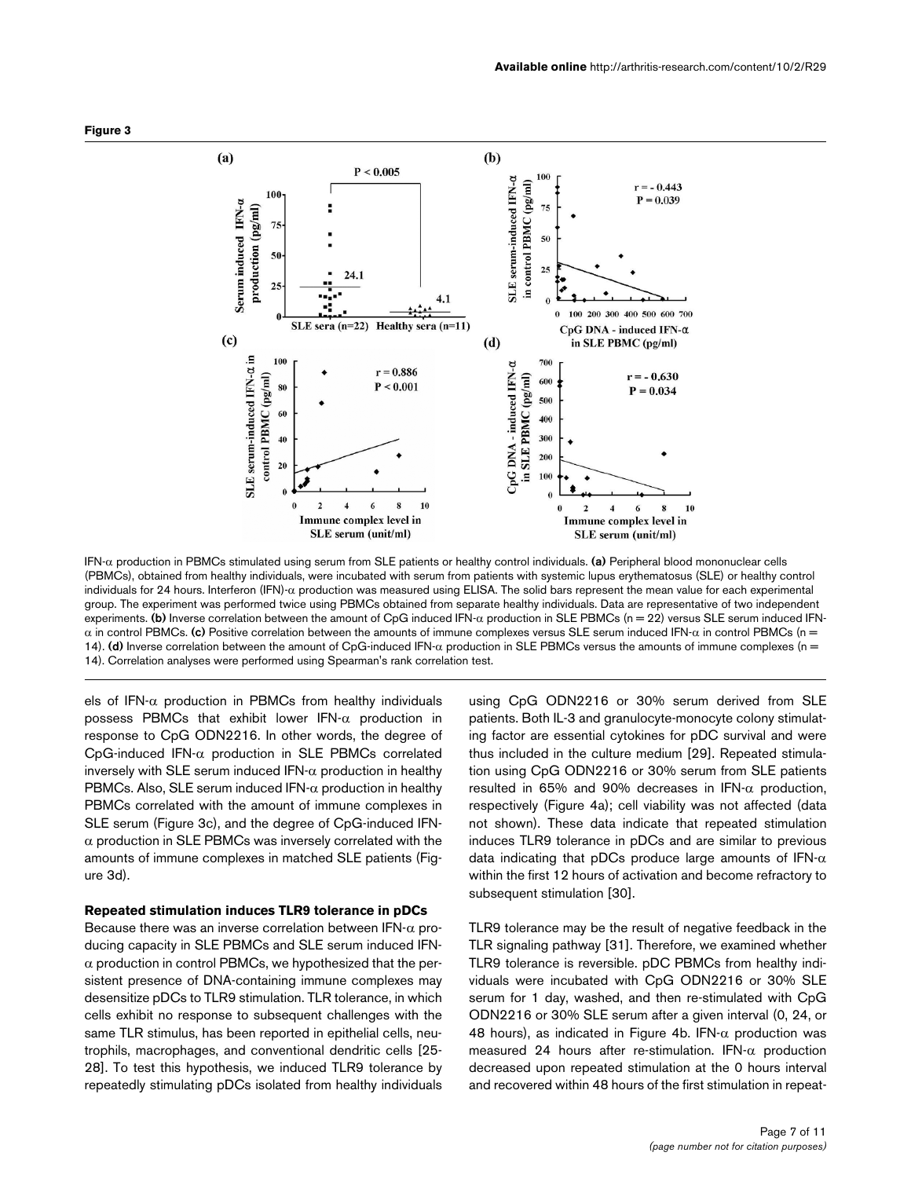**Figure 3**

IFN-α production in PBMCs stimulated using serum from SLE patients or healthy control individuals. **(a)** Peripheral blood mononuclear cells (PBMCs), obtained from healthy individuals, were incubated with serum from patients with systemic lupus erythematosus (SLE) or healthy control individuals for 24 hours. Interferon (IFN)-α production was measured using ELISA. The solid bars represent the mean value for each experimental group. The experiment was performed twice using PBMCs obtained from separate healthy individuals. Data are representative of two independent experiments. **(b)** Inverse correlation between the amount of CpG induced IFN-α production in SLE PBMCs (n = 22) versus SLE serum induced IFN-α in control PBMCs. **(c)** Positive correlation between the amounts of immune complexes versus SLE serum induced IFN-α in control PBMCs (n = 14). **(d)** Inverse correlation between the amount of CpG-induced IFN-α production in SLE PBMCs versus the amounts of immune complexes (n = 14). Correlation analyses were performed using Spearman's rank correlation test.

els of IFN-α production in PBMCs from healthy individuals possess PBMCs that exhibit lower IFN-α production in response to CpG ODN2216. In other words, the degree of CpG-induced IFN-α production in SLE PBMCs correlated inversely with SLE serum induced IFN-α production in healthy PBMCs. Also, SLE serum induced IFN-α production in healthy PBMCs correlated with the amount of immune complexes in SLE serum (Figure 3c), and the degree of CpG-induced IFN-α production in SLE PBMCs was inversely correlated with the amounts of immune complexes in matched SLE patients (Figure 3d).

### Repeated stimulation induces TLR9 tolerance in pDCs

Because there was an inverse correlation between IFN-α producing capacity in SLE PBMCs and SLE serum induced IFN-α production in control PBMCs, we hypothesized that the persistent presence of DNA-containing immune complexes may desensitize pDCs to TLR9 stimulation. TLR tolerance, in which cells exhibit no response to subsequent challenges with the same TLR stimulus, has been reported in epithelial cells, neutrophils, macrophages, and conventional dendritic cells [25-28]. To test this hypothesis, we induced TLR9 tolerance by repeatedly stimulating pDCs isolated from healthy individuals using CpG ODN2216 or 30% serum derived from SLE patients. Both IL-3 and granulocyte-monocyte colony stimulating factor are essential cytokines for pDC survival and were thus included in the culture medium [29]. Repeated stimulation using CpG ODN2216 or 30% serum from SLE patients resulted in 65% and 90% decreases in IFN-α production, respectively (Figure 4a); cell viability was not affected (data not shown). These data indicate that repeated stimulation induces TLR9 tolerance in pDCs and are similar to previous data indicating that pDCs produce large amounts of IFN-α within the first 12 hours of activation and become refractory to subsequent stimulation [30].

TLR9 tolerance may be the result of negative feedback in the TLR signaling pathway [31]. Therefore, we examined whether TLR9 tolerance is reversible. pDC PBMCs from healthy individuals were incubated with CpG ODN2216 or 30% SLE serum for 1 day, washed, and then re-stimulated with CpG ODN2216 or 30% SLE serum after a given interval (0, 24, or 48 hours), as indicated in Figure 4b. IFN-α production was measured 24 hours after re-stimulation. IFN-α production decreased upon repeated stimulation at the 0 hours interval and recovered within 48 hours of the first stimulation in repeat-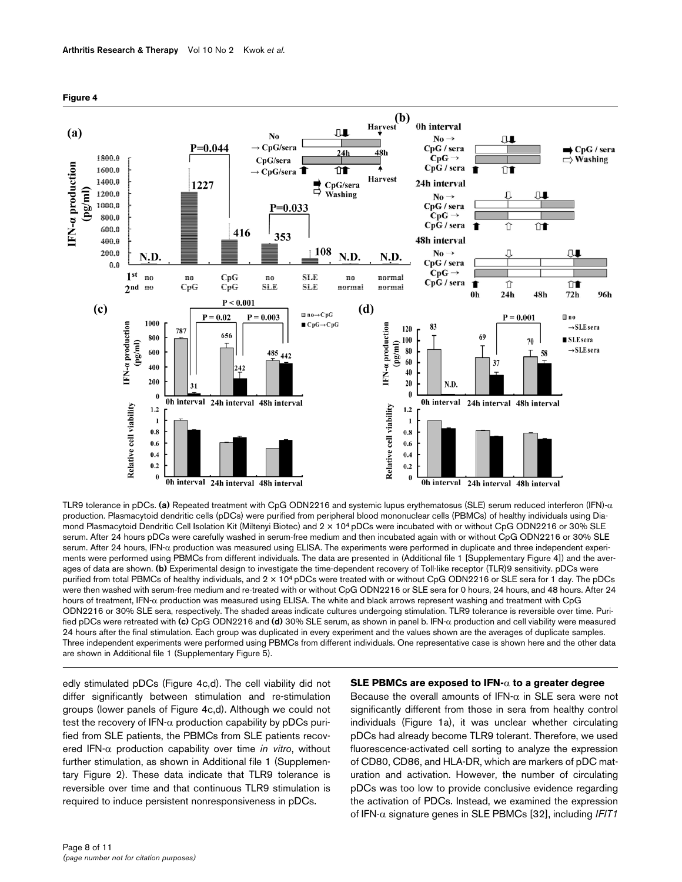**Figure 4**

TLR9 tolerance in pDCs. **(a)** Repeated treatment with CpG ODN2216 and systemic lupus erythematosus (SLE) serum reduced interferon (IFN)-α production. Plasmacytoid dendritic cells (pDCs) were purified from peripheral blood mononuclear cells (PBMCs) of healthy individuals using Diamond Plasmacytoid Dendritic Cell Isolation Kit (Miltenyi Biotec) and 2 × $10^4$ pDCs were incubated with or without CpG ODN2216 or 30% SLE serum. After 24 hours pDCs were carefully washed in serum-free medium and then incubated again with or without CpG ODN2216 or 30% SLE serum. After 24 hours, IFN-α production was measured using ELISA. The experiments were performed in duplicate and three independent experiments were performed using PBMCs from different individuals. The data are presented in (Additional file 1 [Supplementary Figure 4]) and the averages of data are shown. **(b)** Experimental design to investigate the time-dependent recovery of Toll-like receptor (TLR)9 sensitivity. pDCs were purified from total PBMCs of healthy individuals, and 2 × $10^4$ pDCs were treated with or without CpG ODN2216 or SLE sera for 1 day. The pDCs were then washed with serum-free medium and re-treated with or without CpG ODN2216 or SLE sera for 0 hours, 24 hours, and 48 hours. After 24 hours of treatment, IFN-α production was measured using ELISA. The white and black arrows represent washing and treatment with CpG ODN2216 or 30% SLE sera, respectively. The shaded areas indicate cultures undergoing stimulation. TLR9 tolerance is reversible over time. Purified pDCs were retreated with **(c)** CpG ODN2216 and **(d)** 30% SLE serum, as shown in panel b. IFN-α production and cell viability were measured 24 hours after the final stimulation. Each group was duplicated in every experiment and the values shown are the averages of duplicate samples. Three independent experiments were performed using PBMCs from different individuals. One representative case is shown here and the other data are shown in Additional file 1 (Supplementary Figure 5).

edly stimulated pDCs (Figure 4c,d). The cell viability did not differ significantly between stimulation and re-stimulation groups (lower panels of Figure 4c,d). Although we could not test the recovery of IFN-α production capability by pDCs purified from SLE patients, the PBMCs from SLE patients recovered IFN-α production capability over time *in vitro*, without further stimulation, as shown in Additional file 1 (Supplementary Figure 2). These data indicate that TLR9 tolerance is reversible over time and that continuous TLR9 stimulation is required to induce persistent nonresponsiveness in pDCs.

### SLE PBMCs are exposed to IFN-α to a greater degree

Because the overall amounts of IFN-α in SLE sera were not significantly different from those in sera from healthy control individuals (Figure 1a), it was unclear whether circulating pDCs had already become TLR9 tolerant. Therefore, we used fluorescence-activated cell sorting to analyze the expression of CD80, CD86, and HLA-DR, which are markers of pDC maturation and activation. However, the number of circulating pDCs was too low to provide conclusive evidence regarding the activation of PDCs. Instead, we examined the expression of IFN-α signature genes in SLE PBMCs [32], including *IFIT1*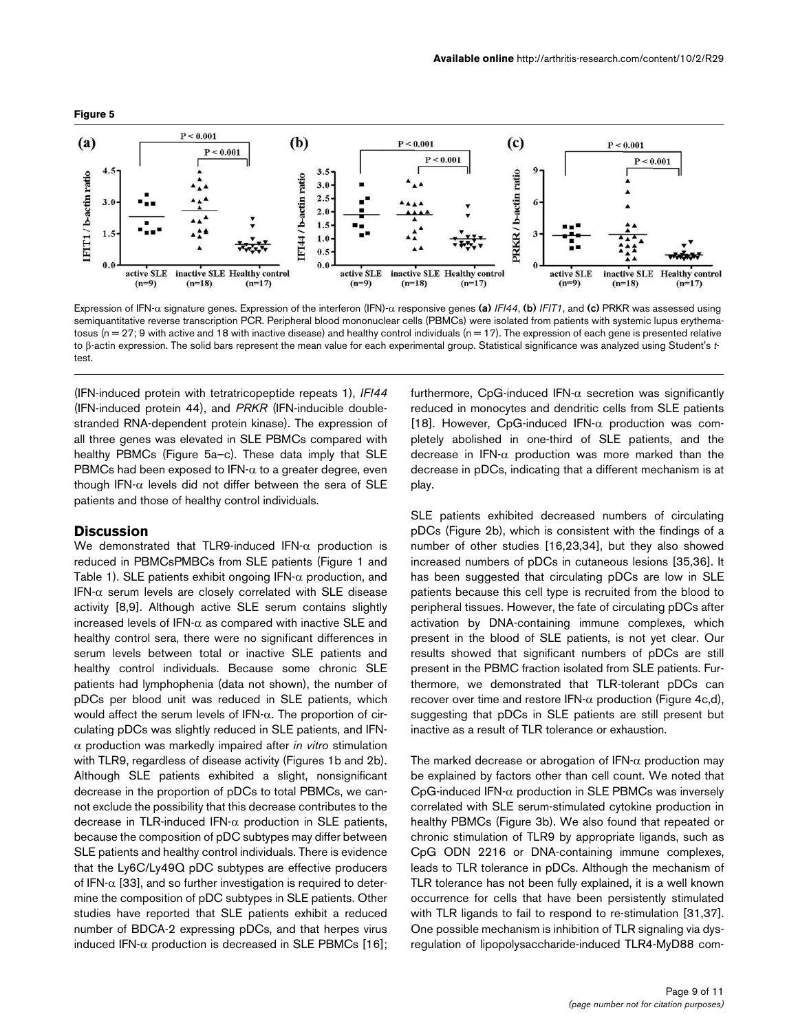**Figure 5**

Expression of IFN-α signature genes. Expression of the interferon (IFN)-α responsive genes **(a)** *IFI44*, **(b)** *IFIT1*, and **(c)** PRKR was assessed using semiquantitative reverse transcription PCR. Peripheral blood mononuclear cells (PBMCs) were isolated from patients with systemic lupus erythematosus (n = 27; 9 with active and 18 with inactive disease) and healthy control individuals (n = 17). The expression of each gene is presented relative to β-actin expression. The solid bars represent the mean value for each experimental group. Statistical significance was analyzed using Student's *t*-test.

(IFN-induced protein with tetratricopeptide repeats 1), *IFI44* (IFN-induced protein 44), and *PRKR* (IFN-inducible double-stranded RNA-dependent protein kinase). The expression of all three genes was elevated in SLE PBMCs compared with healthy PBMCs (Figure 5a–c). These data imply that SLE PBMCs had been exposed to IFN-α to a greater degree, even though IFN-α levels did not differ between the sera of SLE patients and those of healthy control individuals.

## Discussion

We demonstrated that TLR9-induced IFN-α production is reduced in PBMCsPMBCs from SLE patients (Figure 1 and Table 1). SLE patients exhibit ongoing IFN-α production, and IFN-α serum levels are closely correlated with SLE disease activity [8,9]. Although active SLE serum contains slightly increased levels of IFN-α as compared with inactive SLE and healthy control sera, there were no significant differences in serum levels between total or inactive SLE patients and healthy control individuals. Because some chronic SLE patients had lymphophenia (data not shown), the number of pDCs per blood unit was reduced in SLE patients, which would affect the serum levels of IFN-α. The proportion of circulating pDCs was slightly reduced in SLE patients, and IFN-α production was markedly impaired after *in vitro* stimulation with TLR9, regardless of disease activity (Figures 1b and 2b). Although SLE patients exhibited a slight, nonsignificant decrease in the proportion of pDCs to total PBMCs, we cannot exclude the possibility that this decrease contributes to the decrease in TLR-induced IFN-α production in SLE patients, because the composition of pDC subtypes may differ between SLE patients and healthy control individuals. There is evidence that the Ly6C/Ly49Q pDC subtypes are effective producers of IFN-α [33], and so further investigation is required to determine the composition of pDC subtypes in SLE patients. Other studies have reported that SLE patients exhibit a reduced number of BDCA-2 expressing pDCs, and that herpes virus induced IFN-α production is decreased in SLE PBMCs [16]; furthermore, CpG-induced IFN-α secretion was significantly reduced in monocytes and dendritic cells from SLE patients [18]. However, CpG-induced IFN-α production was completely abolished in one-third of SLE patients, and the decrease in IFN-α production was more marked than the decrease in pDCs, indicating that a different mechanism is at play.

SLE patients exhibited decreased numbers of circulating pDCs (Figure 2b), which is consistent with the findings of a number of other studies [16,23,34], but they also showed increased numbers of pDCs in cutaneous lesions [35,36]. It has been suggested that circulating pDCs are low in SLE patients because this cell type is recruited from the blood to peripheral tissues. However, the fate of circulating pDCs after activation by DNA-containing immune complexes, which present in the blood of SLE patients, is not yet clear. Our results showed that significant numbers of pDCs are still present in the PBMC fraction isolated from SLE patients. Furthermore, we demonstrated that TLR-tolerant pDCs can recover over time and restore IFN-α production (Figure 4c,d), suggesting that pDCs in SLE patients are still present but inactive as a result of TLR tolerance or exhaustion.

The marked decrease or abrogation of IFN-α production may be explained by factors other than cell count. We noted that CpG-induced IFN-α production in SLE PBMCs was inversely correlated with SLE serum-stimulated cytokine production in healthy PBMCs (Figure 3b). We also found that repeated or chronic stimulation of TLR9 by appropriate ligands, such as CpG ODN 2216 or DNA-containing immune complexes, leads to TLR tolerance in pDCs. Although the mechanism of TLR tolerance has not been fully explained, it is a well known occurrence for cells that have been persistently stimulated with TLR ligands to fail to respond to re-stimulation [31,37]. One possible mechanism is inhibition of TLR signaling via dysregulation of lipopolysaccharide-induced TLR4-MyD88 com-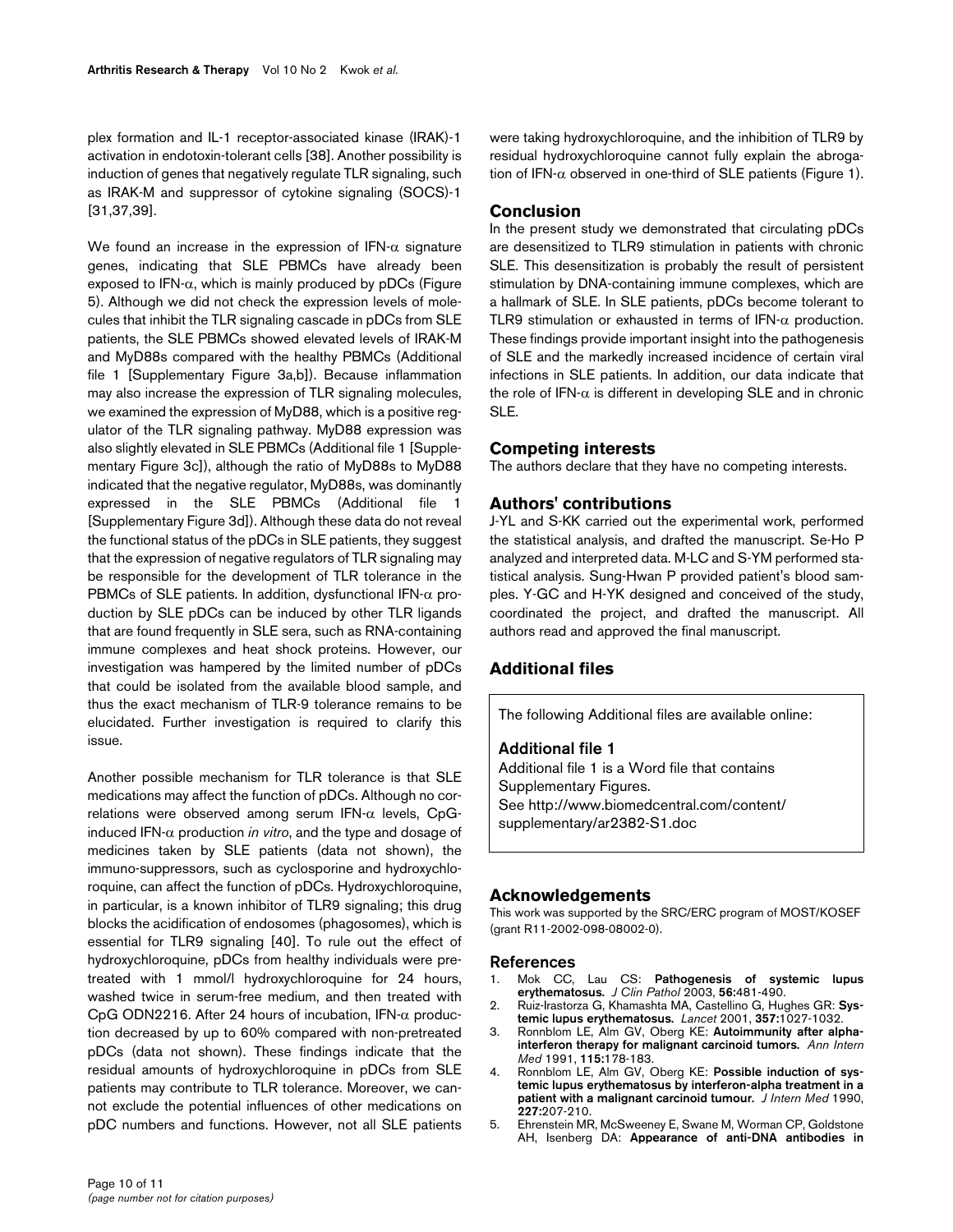plex formation and IL-1 receptor-associated kinase (IRAK)-1 activation in endotoxin-tolerant cells [38]. Another possibility is induction of genes that negatively regulate TLR signaling, such as IRAK-M and suppressor of cytokine signaling (SOCS)-1 [31,37,39].

We found an increase in the expression of IFN-$\alpha$ signature genes, indicating that SLE PBMCs have already been exposed to IFN-$\alpha$, which is mainly produced by pDCs (Figure 5). Although we did not check the expression levels of molecules that inhibit the TLR signaling cascade in pDCs from SLE patients, the SLE PBMCs showed elevated levels of IRAK-M and MyD88s compared with the healthy PBMCs (Additional file 1 [Supplementary Figure 3a,b]). Because inflammation may also increase the expression of TLR signaling molecules, we examined the expression of MyD88, which is a positive regulator of the TLR signaling pathway. MyD88 expression was also slightly elevated in SLE PBMCs (Additional file 1 [Supplementary Figure 3c]), although the ratio of MyD88s to MyD88 indicated that the negative regulator, MyD88s, was dominantly expressed in the SLE PBMCs (Additional file 1 [Supplementary Figure 3d]). Although these data do not reveal the functional status of the pDCs in SLE patients, they suggest that the expression of negative regulators of TLR signaling may be responsible for the development of TLR tolerance in the PBMCs of SLE patients. In addition, dysfunctional IFN-$\alpha$ production by SLE pDCs can be induced by other TLR ligands that are found frequently in SLE sera, such as RNA-containing immune complexes and heat shock proteins. However, our investigation was hampered by the limited number of pDCs that could be isolated from the available blood sample, and thus the exact mechanism of TLR-9 tolerance remains to be elucidated. Further investigation is required to clarify this issue.

Another possible mechanism for TLR tolerance is that SLE medications may affect the function of pDCs. Although no correlations were observed among serum IFN-$\alpha$ levels, CpG-induced IFN-$\alpha$ production *in vitro*, and the type and dosage of medicines taken by SLE patients (data not shown), the immuno-suppressors, such as cyclosporine and hydroxychloroquine, can affect the function of pDCs. Hydroxychloroquine, in particular, is a known inhibitor of TLR9 signaling; this drug blocks the acidification of endosomes (phagosomes), which is essential for TLR9 signaling [40]. To rule out the effect of hydroxychloroquine, pDCs from healthy individuals were pretreated with 1 mmol/l hydroxychloroquine for 24 hours, washed twice in serum-free medium, and then treated with CpG ODN2216. After 24 hours of incubation, IFN-$\alpha$ production decreased by up to 60% compared with non-pretreated pDCs (data not shown). These findings indicate that the residual amounts of hydroxychloroquine in pDCs from SLE patients may contribute to TLR tolerance. Moreover, we cannot exclude the potential influences of other medications on pDC numbers and functions. However, not all SLE patients were taking hydroxychloroquine, and the inhibition of TLR9 by residual hydroxychloroquine cannot fully explain the abrogation of IFN-$\alpha$ observed in one-third of SLE patients (Figure 1).

## Conclusion

In the present study we demonstrated that circulating pDCs are desensitized to TLR9 stimulation in patients with chronic SLE. This desensitization is probably the result of persistent stimulation by DNA-containing immune complexes, which are a hallmark of SLE. In SLE patients, pDCs become tolerant to TLR9 stimulation or exhausted in terms of IFN-$\alpha$ production. These findings provide important insight into the pathogenesis of SLE and the markedly increased incidence of certain viral infections in SLE patients. In addition, our data indicate that the role of IFN-$\alpha$ is different in developing SLE and in chronic SLE.

## Competing interests

The authors declare that they have no competing interests.

## Authors' contributions

J-YL and S-KK carried out the experimental work, performed the statistical analysis, and drafted the manuscript. Se-Ho P analyzed and interpreted data. M-LC and S-YM performed statistical analysis. Sung-Hwan P provided patient's blood samples. Y-GC and H-YK designed and conceived of the study, coordinated the project, and drafted the manuscript. All authors read and approved the final manuscript.

## Additional files

The following Additional files are available online:

### Additional file 1

Additional file 1 is a Word file that contains Supplementary Figures.
See http://www.biomedcentral.com/content/supplementary/ar2382-S1.doc

## Acknowledgements

This work was supported by the SRC/ERC program of MOST/KOSEF (grant R11-2002-098-08002-0).

## References

1. Mok CC, Lau CS: **Pathogenesis of systemic lupus erythematosus.** *J Clin Pathol* 2003, **56:**481-490.
2. Ruiz-Irastorza G, Khamashta MA, Castellino G, Hughes GR: **Systemic lupus erythematosus.** *Lancet* 2001, **357:**1027-1032.
3. Ronnblom LE, Alm GV, Oberg KE: **Autoimmunity after alpha-interferon therapy for malignant carcinoid tumors.** *Ann Intern Med* 1991, **115:**178-183.
4. Ronnblom LE, Alm GV, Oberg KE: **Possible induction of systemic lupus erythematosus by interferon-alpha treatment in a patient with a malignant carcinoid tumour.** *J Intern Med* 1990, **227:**207-210.
5. Ehrenstein MR, McSweeney E, Swane M, Worman CP, Goldstone AH, Isenberg DA: **Appearance of anti-DNA antibodies in**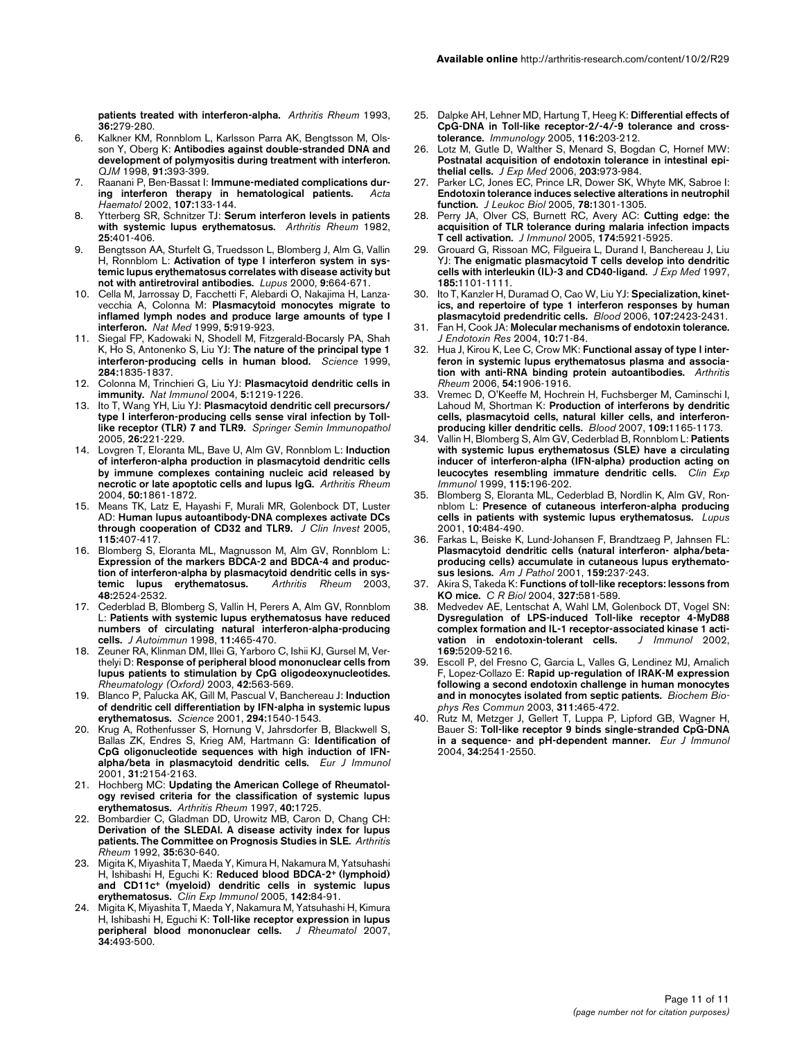**patients treated with interferon-alpha.** *Arthritis Rheum* 1993, **36:**279-280.

6. Kalkner KM, Ronnblom L, Karlsson Parra AK, Bengtsson M, Olsson Y, Oberg K: **Antibodies against double-stranded DNA and development of polymyositis during treatment with interferon.** *QJM* 1998, **91:**393-399.
7. Raanani P, Ben-Bassat I: **Immune-mediated complications during interferon therapy in hematological patients.** *Acta Haematol* 2002, **107:**133-144.
8. Ytterberg SR, Schnitzer TJ: **Serum interferon levels in patients with systemic lupus erythematosus.** *Arthritis Rheum* 1982, **25:**401-406.
9. Bengtsson AA, Sturfelt G, Truedsson L, Blomberg J, Alm G, Vallin H, Ronnblom L: **Activation of type I interferon system in systemic lupus erythematosus correlates with disease activity but not with antiretroviral antibodies.** *Lupus* 2000, **9:**664-671.
10. Cella M, Jarrossay D, Facchetti F, Alebardi O, Nakajima H, Lanzavecchia A, Colonna M: **Plasmacytoid monocytes migrate to inflamed lymph nodes and produce large amounts of type I interferon.** *Nat Med* 1999, **5:**919-923.
11. Siegal FP, Kadowaki N, Shodell M, Fitzgerald-Bocarsly PA, Shah K, Ho S, Antonenko S, Liu YJ: **The nature of the principal type 1 interferon-producing cells in human blood.** *Science* 1999, **284:**1835-1837.
12. Colonna M, Trinchieri G, Liu YJ: **Plasmacytoid dendritic cells in immunity.** *Nat Immunol* 2004, **5:**1219-1226.
13. Ito T, Wang YH, Liu YJ: **Plasmacytoid dendritic cell precursors/type I interferon-producing cells sense viral infection by Toll-like receptor (TLR) 7 and TLR9.** *Springer Semin Immunopathol* 2005, **26:**221-229.
14. Lovgren T, Eloranta ML, Bave U, Alm GV, Ronnblom L: **Induction of interferon-alpha production in plasmacytoid dendritic cells by immune complexes containing nucleic acid released by necrotic or late apoptotic cells and lupus IgG.** *Arthritis Rheum* 2004, **50:**1861-1872.
15. Means TK, Latz E, Hayashi F, Murali MR, Golenbock DT, Luster AD: **Human lupus autoantibody-DNA complexes activate DCs through cooperation of CD32 and TLR9.** *J Clin Invest* 2005, **115:**407-417.
16. Blomberg S, Eloranta ML, Magnusson M, Alm GV, Ronnblom L: **Expression of the markers BDCA-2 and BDCA-4 and production of interferon-alpha by plasmacytoid dendritic cells in systemic lupus erythematosus.** *Arthritis Rheum* 2003, **48:**2524-2532.
17. Cederblad B, Blomberg S, Vallin H, Perers A, Alm GV, Ronnblom L: **Patients with systemic lupus erythematosus have reduced numbers of circulating natural interferon-alpha-producing cells.** *J Autoimmun* 1998, **11:**465-470.
18. Zeuner RA, Klinman DM, Illei G, Yarboro C, Ishii KJ, Gursel M, Verthelyi D: **Response of peripheral blood mononuclear cells from lupus patients to stimulation by CpG oligodeoxynucleotides.** *Rheumatology (Oxford)* 2003, **42:**563-569.
19. Blanco P, Palucka AK, Gill M, Pascual V, Banchereau J: **Induction of dendritic cell differentiation by IFN-alpha in systemic lupus erythematosus.** *Science* 2001, **294:**1540-1543.
20. Krug A, Rothenfusser S, Hornung V, Jahrsdorfer B, Blackwell S, Ballas ZK, Endres S, Krieg AM, Hartmann G: **Identification of CpG oligonucleotide sequences with high induction of IFN-alpha/beta in plasmacytoid dendritic cells.** *Eur J Immunol* 2001, **31:**2154-2163.
21. Hochberg MC: **Updating the American College of Rheumatology revised criteria for the classification of systemic lupus erythematosus.** *Arthritis Rheum* 1997, **40:**1725.
22. Bombardier C, Gladman DD, Urowitz MB, Caron D, Chang CH: **Derivation of the SLEDAI. A disease activity index for lupus patients. The Committee on Prognosis Studies in SLE.** *Arthritis Rheum* 1992, **35:**630-640.
23. Migita K, Miyashita T, Maeda Y, Kimura H, Nakamura M, Yatsuhashi H, Ishibashi H, Eguchi K: **Reduced blood BDCA-2+ (lymphoid) and CD11c+ (myeloid) dendritic cells in systemic lupus erythematosus.** *Clin Exp Immunol* 2005, **142:**84-91.
24. Migita K, Miyashita T, Maeda Y, Nakamura M, Yatsuhashi H, Kimura H, Ishibashi H, Eguchi K: **Toll-like receptor expression in lupus peripheral blood mononuclear cells.** *J Rheumatol* 2007, **34:**493-500.
25. Dalpke AH, Lehner MD, Hartung T, Heeg K: **Differential effects of CpG-DNA in Toll-like receptor-2/-4/-9 tolerance and cross-tolerance.** *Immunology* 2005, **116:**203-212.
26. Lotz M, Gutle D, Walther S, Menard S, Bogdan C, Hornef MW: **Postnatal acquisition of endotoxin tolerance in intestinal epithelial cells.** *J Exp Med* 2006, **203:**973-984.
27. Parker LC, Jones EC, Prince LR, Dower SK, Whyte MK, Sabroe I: **Endotoxin tolerance induces selective alterations in neutrophil function.** *J Leukoc Biol* 2005, **78:**1301-1305.
28. Perry JA, Olver CS, Burnett RC, Avery AC: **Cutting edge: the acquisition of TLR tolerance during malaria infection impacts T cell activation.** *J Immunol* 2005, **174:**5921-5925.
29. Grouard G, Rissoan MC, Filgueira L, Durand I, Banchereau J, Liu YJ: **The enigmatic plasmacytoid T cells develop into dendritic cells with interleukin (IL)-3 and CD40-ligand.** *J Exp Med* 1997, **185:**1101-1111.
30. Ito T, Kanzler H, Duramad O, Cao W, Liu YJ: **Specialization, kinetics, and repertoire of type 1 interferon responses by human plasmacytoid predendritic cells.** *Blood* 2006, **107:**2423-2431.
31. Fan H, Cook JA: **Molecular mechanisms of endotoxin tolerance.** *J Endotoxin Res* 2004, **10:**71-84.
32. Hua J, Kirou K, Lee C, Crow MK: **Functional assay of type I interferon in systemic lupus erythematosus plasma and association with anti-RNA binding protein autoantibodies.** *Arthritis Rheum* 2006, **54:**1906-1916.
33. Vremec D, O'Keeffe M, Hochrein H, Fuchsberger M, Caminschi I, Lahoud M, Shortman K: **Production of interferons by dendritic cells, plasmacytoid cells, natural killer cells, and interferon-producing killer dendritic cells.** *Blood* 2007, **109:**1165-1173.
34. Vallin H, Blomberg S, Alm GV, Cederblad B, Ronnblom L: **Patients with systemic lupus erythematosus (SLE) have a circulating inducer of interferon-alpha (IFN-alpha) production acting on leucocytes resembling immature dendritic cells.** *Clin Exp Immunol* 1999, **115:**196-202.
35. Blomberg S, Eloranta ML, Cederblad B, Nordlin K, Alm GV, Ronnblom L: **Presence of cutaneous interferon-alpha producing cells in patients with systemic lupus erythematosus.** *Lupus* 2001, **10:**484-490.
36. Farkas L, Beiske K, Lund-Johansen F, Brandtzaeg P, Jahnsen FL: **Plasmacytoid dendritic cells (natural interferon- alpha/beta-producing cells) accumulate in cutaneous lupus erythematosus lesions.** *Am J Pathol* 2001, **159:**237-243.
37. Akira S, Takeda K: **Functions of toll-like receptors: lessons from KO mice.** *C R Biol* 2004, **327:**581-589.
38. Medvedev AE, Lentschat A, Wahl LM, Golenbock DT, Vogel SN: **Dysregulation of LPS-induced Toll-like receptor 4-MyD88 complex formation and IL-1 receptor-associated kinase 1 activation in endotoxin-tolerant cells.** *J Immunol* 2002, **169:**5209-5216.
39. Escoll P, del Fresno C, Garcia L, Valles G, Lendinez MJ, Arnalich F, Lopez-Collazo E: **Rapid up-regulation of IRAK-M expression following a second endotoxin challenge in human monocytes and in monocytes isolated from septic patients.** *Biochem Biophys Res Commun* 2003, **311:**465-472.
40. Rutz M, Metzger J, Gellert T, Luppa P, Lipford GB, Wagner H, Bauer S: **Toll-like receptor 9 binds single-stranded CpG-DNA in a sequence- and pH-dependent manner.** *Eur J Immunol* 2004, **34:**2541-2550.